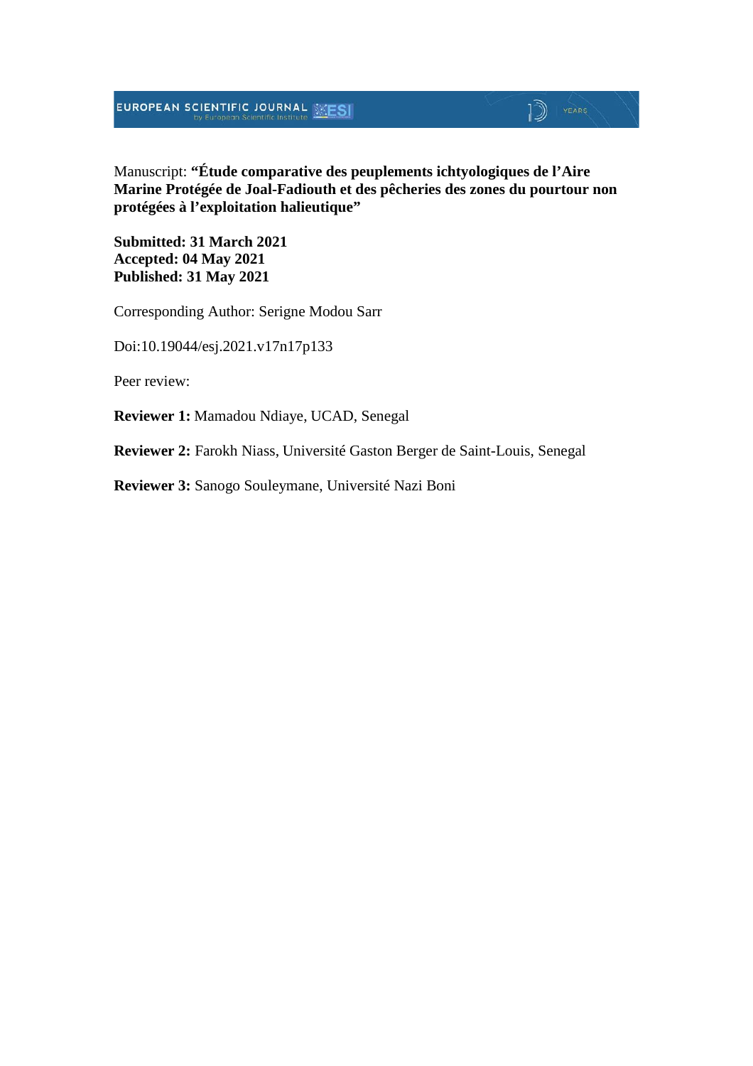Manuscript: **“Étude comparative des peuplements ichtyologiques de l’Aire Marine Protégée de Joal-Fadiouth et des pêcheries des zones du pourtour non protégées à l’exploitation halieutique”**

**Submitted: 31 March 2021**
**Accepted: 04 May 2021**
**Published: 31 May 2021**

Corresponding Author: Serigne Modou Sarr

Doi:10.19044/esj.2021.v17n17p133

Peer review:

**Reviewer 1:** Mamadou Ndiaye, UCAD, Senegal

**Reviewer 2:** Farokh Niass, Université Gaston Berger de Saint-Louis, Senegal

**Reviewer 3:** Sanogo Souleymane, Université Nazi Boni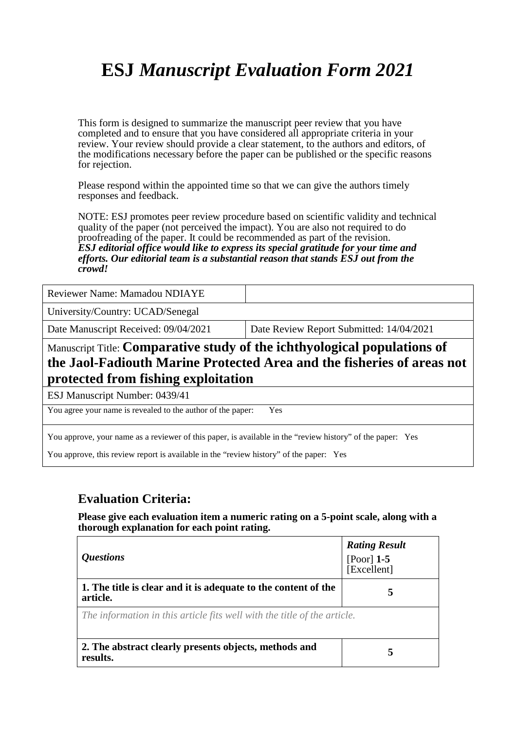# ESJ *Manuscript Evaluation Form 2021*

This form is designed to summarize the manuscript peer review that you have completed and to ensure that you have considered all appropriate criteria in your review. Your review should provide a clear statement, to the authors and editors, of the modifications necessary before the paper can be published or the specific reasons for rejection.

Please respond within the appointed time so that we can give the authors timely responses and feedback.

NOTE: ESJ promotes peer review procedure based on scientific validity and technical quality of the paper (not perceived the impact). You are also not required to do proofreading of the paper. It could be recommended as part of the revision.
***ESJ editorial office would like to express its special gratitude for your time and efforts. Our editorial team is a substantial reason that stands ESJ out from the crowd!***

| Reviewer Name: Mamadou NDIAYE | |
|---|---|
| University/Country: UCAD/Senegal | |
| Date Manuscript Received: 09/04/2021 | Date Review Report Submitted: 14/04/2021 |
| Manuscript Title: **Comparative study of the ichthyological populations of the Jaol-Fadiouth Marine Protected Area and the fisheries of areas not protected from fishing exploitation** | |
| ESJ Manuscript Number: 0439/41 | |
| You agree your name is revealed to the author of the paper: Yes | |
| You approve, your name as a reviewer of this paper, is available in the "review history" of the paper: Yes<br>You approve, this review report is available in the "review history" of the paper: Yes | |

## Evaluation Criteria:

**Please give each evaluation item a numeric rating on a 5-point scale, along with a thorough explanation for each point rating.**

| *Questions* | ***Rating Result*** [Poor] **1-5** [Excellent] |
|---|---|
| **1. The title is clear and it is adequate to the content of the article.** | **5** |
| *The information in this article fits well with the title of the article.* | |
| **2. The abstract clearly presents objects, methods and results.** | **5** |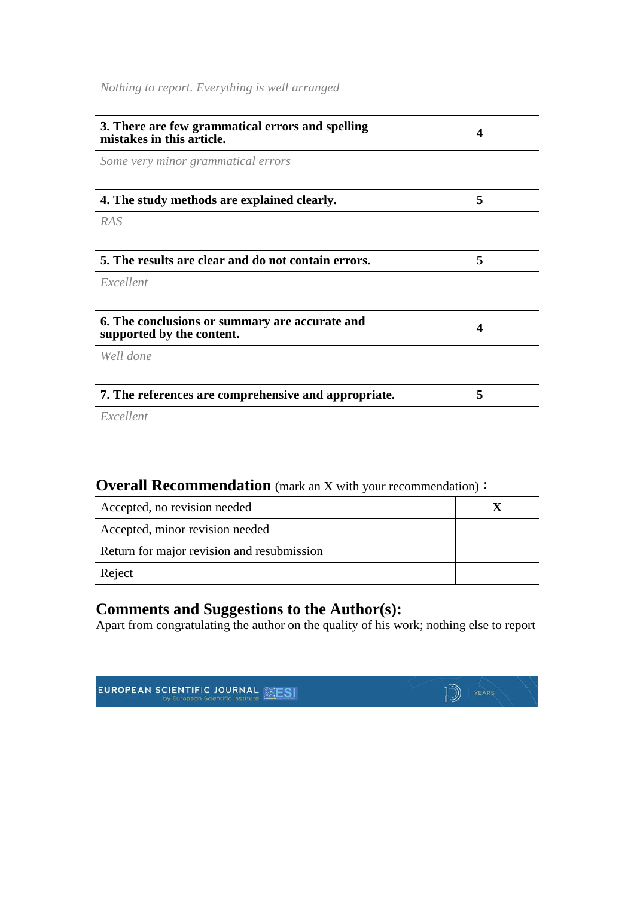| | |
|---|---|
| *Nothing to report. Everything is well arranged* | |
| **3. There are few grammatical errors and spelling mistakes in this article.** | **4** |
| *Some very minor grammatical errors* | |
| **4. The study methods are explained clearly.** | **5** |
| *RAS* | |
| **5. The results are clear and do not contain errors.** | **5** |
| *Excellent* | |
| **6. The conclusions or summary are accurate and supported by the content.** | **4** |
| *Well done* | |
| **7. The references are comprehensive and appropriate.** | **5** |
| *Excellent* | |

## **Overall Recommendation** (mark an X with your recommendation)：

| | |
|---|---|
| Accepted, no revision needed | **X** |
| Accepted, minor revision needed | |
| Return for major revision and resubmission | |
| Reject | |

## Comments and Suggestions to the Author(s):

Apart from congratulating the author on the quality of his work; nothing else to report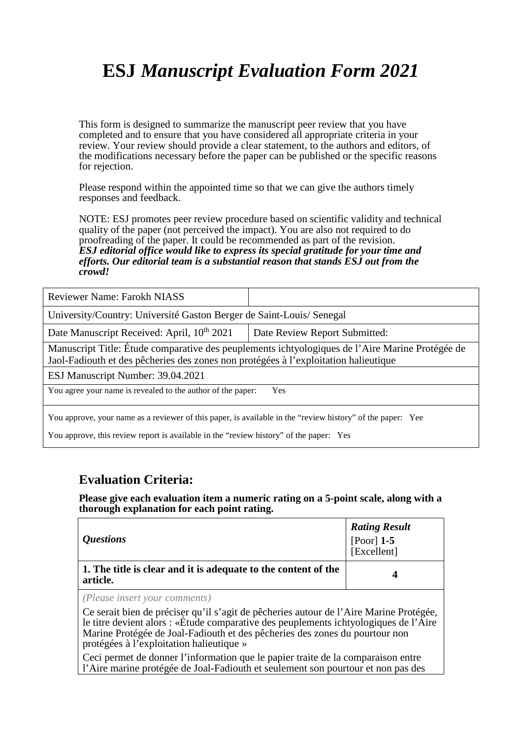# ESJ *Manuscript Evaluation Form 2021*

This form is designed to summarize the manuscript peer review that you have completed and to ensure that you have considered all appropriate criteria in your review. Your review should provide a clear statement, to the authors and editors, of the modifications necessary before the paper can be published or the specific reasons for rejection.

Please respond within the appointed time so that we can give the authors timely responses and feedback.

NOTE: ESJ promotes peer review procedure based on scientific validity and technical quality of the paper (not perceived the impact). You are also not required to do proofreading of the paper. It could be recommended as part of the revision.
***ESJ editorial office would like to express its special gratitude for your time and efforts. Our editorial team is a substantial reason that stands ESJ out from the crowd!***

| Reviewer Name: Farokh NIASS | |
|---|---|
| University/Country: Université Gaston Berger de Saint-Louis/ Senegal | |
| Date Manuscript Received: April, 10th 2021 | Date Review Report Submitted: |
| Manuscript Title: Étude comparative des peuplements ichtyologiques de l'Aire Marine Protégée de Jaol-Fadiouth et des pêcheries des zones non protégées à l'exploitation halieutique | |
| ESJ Manuscript Number: 39.04.2021 | |
| You agree your name is revealed to the author of the paper: Yes | |
| You approve, your name as a reviewer of this paper, is available in the "review history" of the paper: Yee<br>You approve, this review report is available in the "review history" of the paper: Yes | |

## Evaluation Criteria:

**Please give each evaluation item a numeric rating on a 5-point scale, along with a thorough explanation for each point rating.**

| *Questions* | ***Rating Result*** [Poor] **1-5** [Excellent] |
|---|---|
| **1. The title is clear and it is adequate to the content of the article.** | **4** |
| *(Please insert your comments)*<br>Ce serait bien de préciser qu'il s'agit de pêcheries autour de l'Aire Marine Protégée, le titre devient alors : «Étude comparative des peuplements ichtyologiques de l'Aire Marine Protégée de Joal-Fadiouth et des pêcheries des zones du pourtour non protégées à l'exploitation halieutique »<br>Ceci permet de donner l'information que le papier traite de la comparaison entre l'Aire marine protégée de Joal-Fadiouth et seulement son pourtour et non pas des | |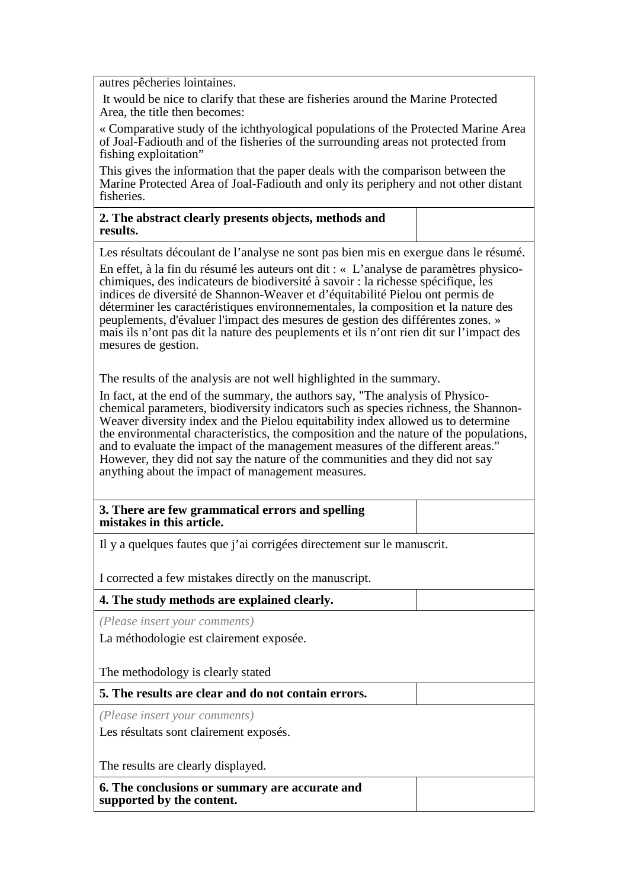autres pêcheries lointaines.

It would be nice to clarify that these are fisheries around the Marine Protected Area, the title then becomes:

« Comparative study of the ichthyological populations of the Protected Marine Area of Joal-Fadiouth and of the fisheries of the surrounding areas not protected from fishing exploitation"

This gives the information that the paper deals with the comparison between the Marine Protected Area of Joal-Fadiouth and only its periphery and not other distant fisheries.

| **2. The abstract clearly presents objects, methods and results.** | |
|---|---|

Les résultats découlant de l'analyse ne sont pas bien mis en exergue dans le résumé.

En effet, à la fin du résumé les auteurs ont dit : «  L'analyse de paramètres physico-chimiques, des indicateurs de biodiversité à savoir : la richesse spécifique, les indices de diversité de Shannon-Weaver et d'équitabilité Pielou ont permis de déterminer les caractéristiques environnementales, la composition et la nature des peuplements, d'évaluer l'impact des mesures de gestion des différentes zones. » mais ils n'ont pas dit la nature des peuplements et ils n'ont rien dit sur l'impact des mesures de gestion.

The results of the analysis are not well highlighted in the summary.

In fact, at the end of the summary, the authors say, "The analysis of Physico-chemical parameters, biodiversity indicators such as species richness, the Shannon-Weaver diversity index and the Pielou equitability index allowed us to determine the environmental characteristics, the composition and the nature of the populations, and to evaluate the impact of the management measures of the different areas." However, they did not say the nature of the communities and they did not say anything about the impact of management measures.

| **3. There are few grammatical errors and spelling mistakes in this article.** | |
|---|---|

Il y a quelques fautes que j'ai corrigées directement sur le manuscrit.

I corrected a few mistakes directly on the manuscript.

| **4. The study methods are explained clearly.** | |
|---|---|

*(Please insert your comments)*

La méthodologie est clairement exposée.

The methodology is clearly stated

| **5. The results are clear and do not contain errors.** | |
|---|---|

*(Please insert your comments)*

Les résultats sont clairement exposés.

The results are clearly displayed.

| **6. The conclusions or summary are accurate and supported by the content.** | |
|---|---|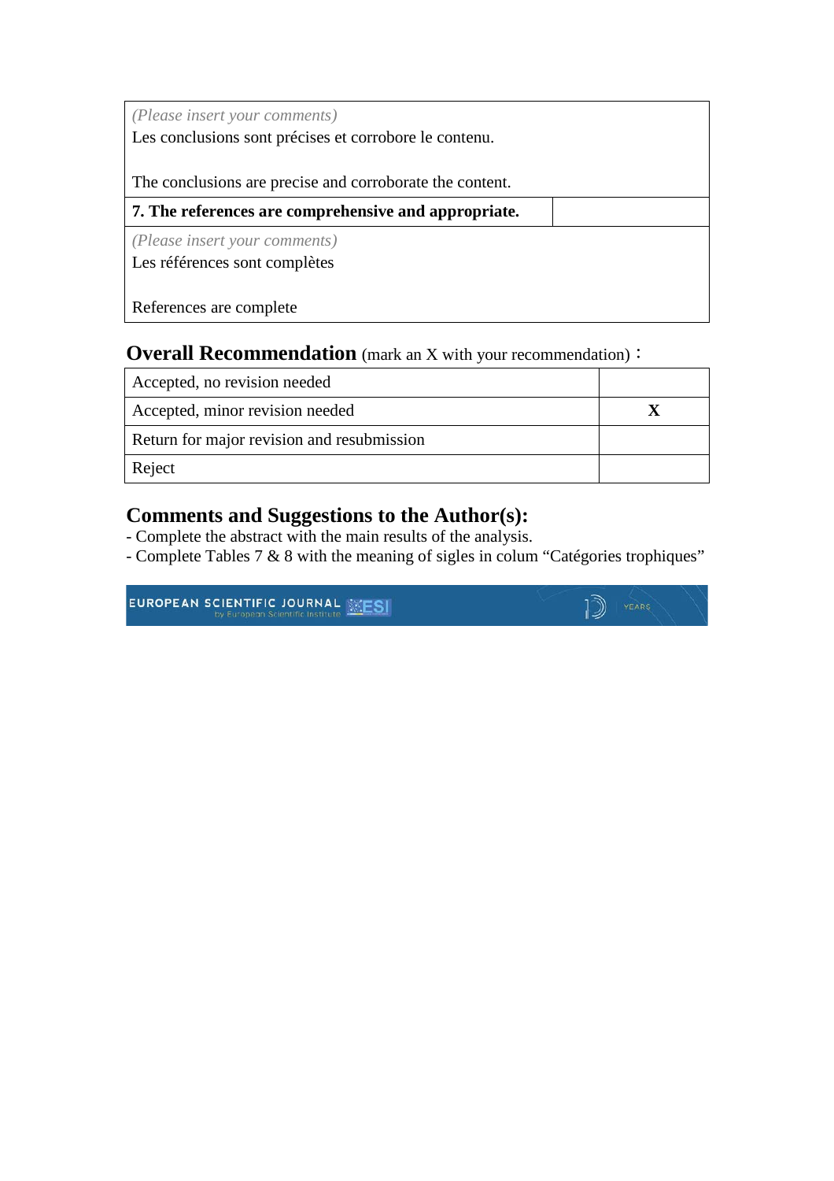| *(Please insert your comments)*<br>Les conclusions sont précises et corrobore le contenu.<br><br>The conclusions are precise and corroborate the content. | |
|---|---|
| **7. The references are comprehensive and appropriate.** | |
| *(Please insert your comments)*<br>Les références sont complètes<br><br>References are complete | |

## **Overall Recommendation** (mark an X with your recommendation)：

| | |
|---|---|
| Accepted, no revision needed | |
| Accepted, minor revision needed | **X** |
| Return for major revision and resubmission | |
| Reject | |

## Comments and Suggestions to the Author(s):

- Complete the abstract with the main results of the analysis.
- Complete Tables 7 & 8 with the meaning of sigles in colum "Catégories trophiques"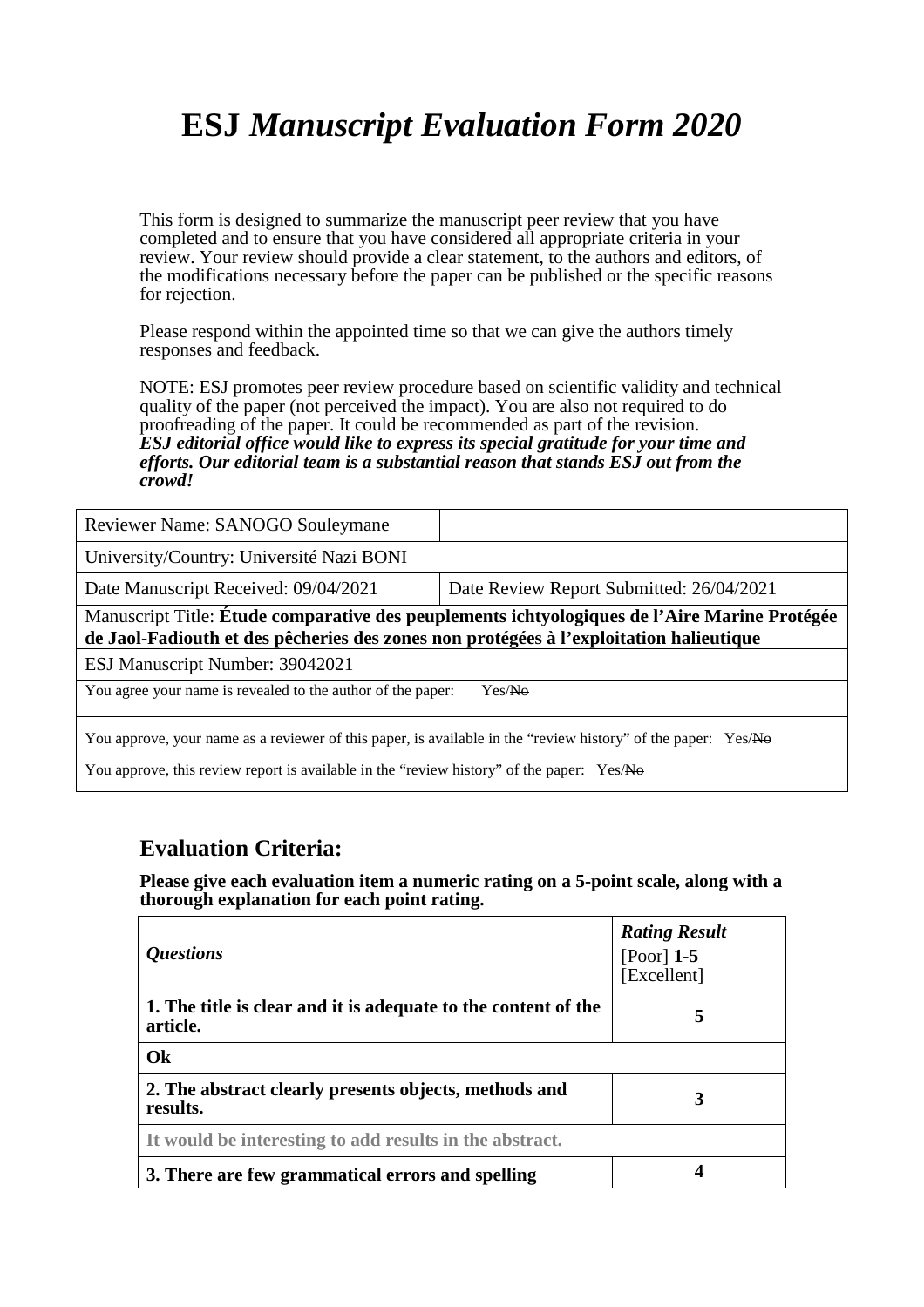# ESJ *Manuscript Evaluation Form 2020*

This form is designed to summarize the manuscript peer review that you have completed and to ensure that you have considered all appropriate criteria in your review. Your review should provide a clear statement, to the authors and editors, of the modifications necessary before the paper can be published or the specific reasons for rejection.

Please respond within the appointed time so that we can give the authors timely responses and feedback.

NOTE: ESJ promotes peer review procedure based on scientific validity and technical quality of the paper (not perceived the impact). You are also not required to do proofreading of the paper. It could be recommended as part of the revision.
***ESJ editorial office would like to express its special gratitude for your time and efforts. Our editorial team is a substantial reason that stands ESJ out from the crowd!***

| Reviewer Name: SANOGO Souleymane | |
|---|---|
| University/Country: Université Nazi BONI | |
| Date Manuscript Received: 09/04/2021 | Date Review Report Submitted: 26/04/2021 |
| Manuscript Title: **Étude comparative des peuplements ichtyologiques de l'Aire Marine Protégée de Jaol-Fadiouth et des pêcheries des zones non protégées à l'exploitation halieutique** | |
| ESJ Manuscript Number: 39042021 | |
| You agree your name is revealed to the author of the paper: Yes/~~No~~ | |
| You approve, your name as a reviewer of this paper, is available in the "review history" of the paper: Yes/~~No~~<br>You approve, this review report is available in the "review history" of the paper: Yes/~~No~~ | |

## Evaluation Criteria:

**Please give each evaluation item a numeric rating on a 5-point scale, along with a thorough explanation for each point rating.**

| *Questions* | ***Rating Result*** [Poor] **1-5** [Excellent] |
|---|---|
| **1. The title is clear and it is adequate to the content of the article.** | **5** |
| **Ok** | |
| **2. The abstract clearly presents objects, methods and results.** | **3** |
| **It would be interesting to add results in the abstract.** | |
| **3. There are few grammatical errors and spelling** | **4** |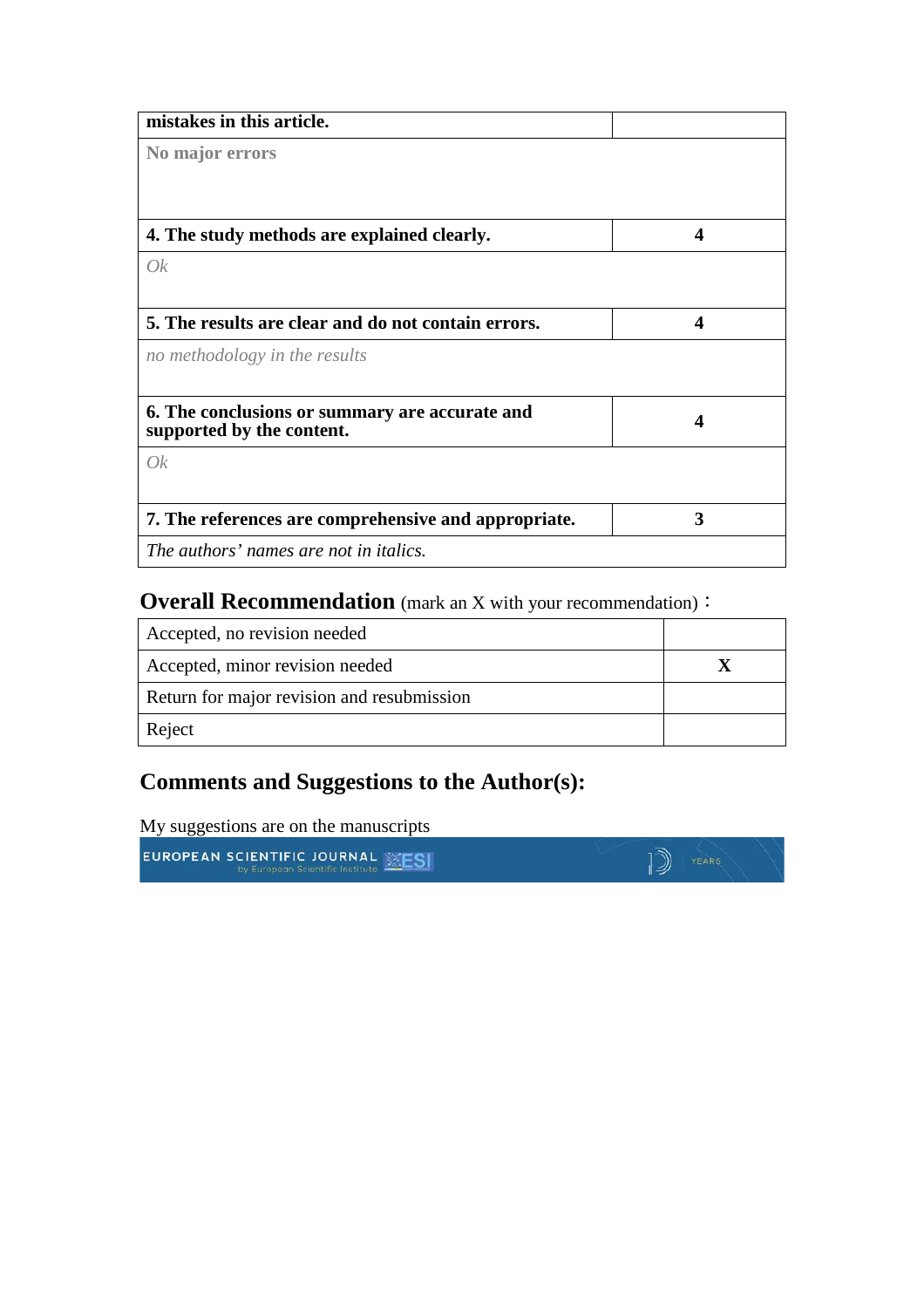| | |
|---|---|
| **mistakes in this article.** | |
| **No major errors** | |
| **4. The study methods are explained clearly.** | **4** |
| *Ok* | |
| **5. The results are clear and do not contain errors.** | **4** |
| *no methodology in the results* | |
| **6. The conclusions or summary are accurate and supported by the content.** | **4** |
| *Ok* | |
| **7. The references are comprehensive and appropriate.** | **3** |
| *The authors' names are not in italics.* | |

## **Overall Recommendation** (mark an X with your recommendation)：

| | |
|---|---|
| Accepted, no revision needed | |
| Accepted, minor revision needed | **X** |
| Return for major revision and resubmission | |
| Reject | |

## Comments and Suggestions to the Author(s):

My suggestions are on the manuscripts